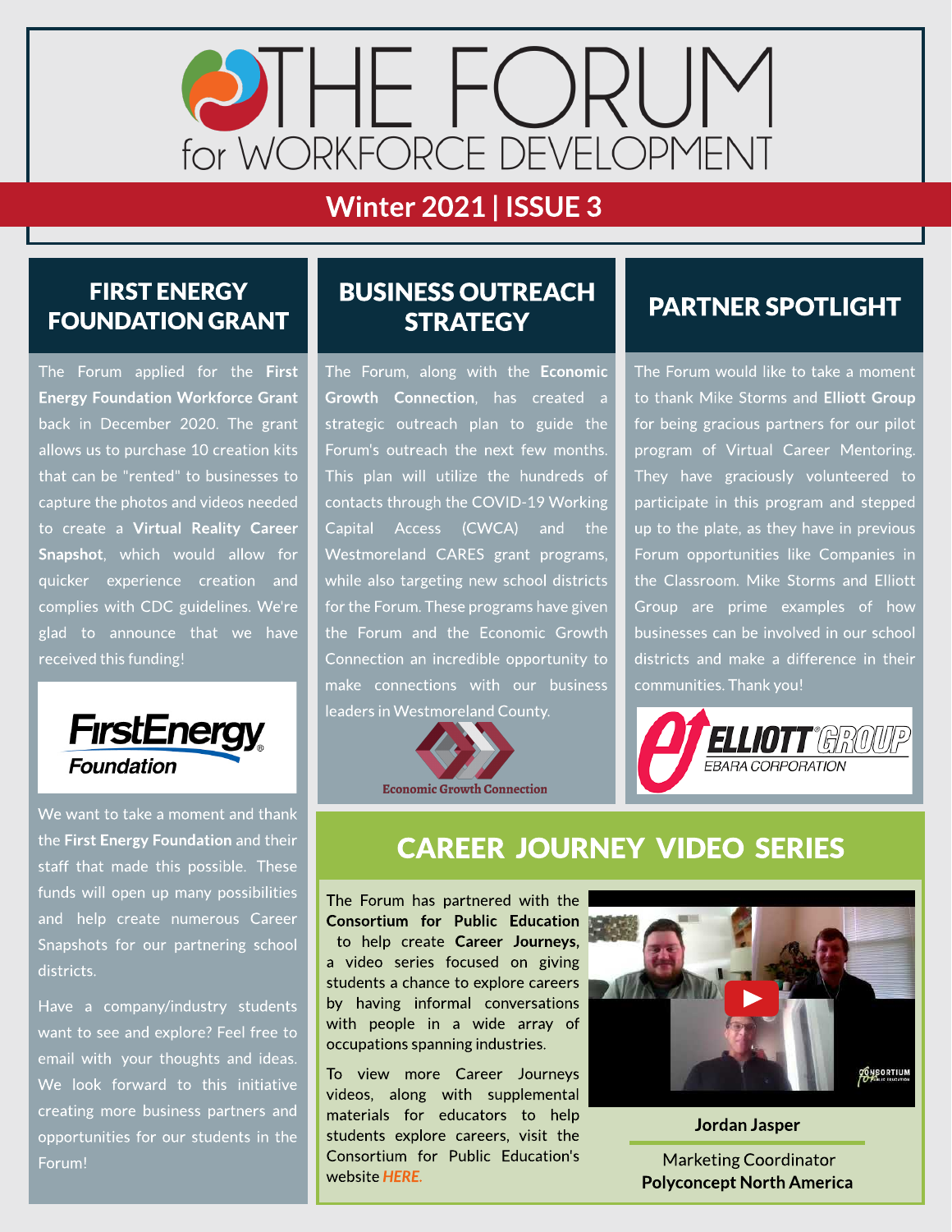# THE FORUM for WORKFORCE DEVELOPMENT

**Winter 2021 | ISSUE 3**

## FIRST ENERGY FOUNDATION GRANT

The Forum applied for the **First Energy Foundation Workforce Grant** back in December 2020. The grant allows us to purchase 10 creation kits that can be "rented" to businesses to capture the photos and videos needed to create a **Virtual Reality Career Snapshot**, which would allow for quicker experience creation and complies with CDC guidelines. We're glad to announce that we have received this funding!

FirstEnergy Foundation

We want to take a moment and thank the **First Energy Foundation** and their staff that made this possible. These funds will open up many possibilities and help create numerous Career Snapshots for our partnering school districts.

Have a company/industry students want to see and explore? Feel free to email with your thoughts and ideas. We look forward to this initiative creating more business partners and opportunities for our students in the Forum!

## BUSINESS OUTREACH STRATEGY

The Forum, along with the **Economic Growth Connection**, has created a strategic outreach plan to guide the Forum's outreach the next few months. This plan will utilize the hundreds of contacts through the COVID-19 Working Capital Access (CWCA) and the Westmoreland CARES grant programs, while also targeting new school districts for the Forum. These programs have given the Forum and the Economic Growth Connection an incredible opportunity to make connections with our business leaders in Westmoreland County.

Economic Growth Connection

## PARTNER SPOTLIGHT

The Forum would like to take a moment to thank Mike Storms and **Elliott Group** for being gracious partners for our pilot program of Virtual Career Mentoring. They have graciously volunteered to participate in this program and stepped up to the plate, as they have in previous Forum opportunities like Companies in the Classroom. Mike Storms and Elliott Group are prime examples of how businesses can be involved in our school districts and make a difference in their communities. Thank you!

ELLIOTT GROUP EBARA CORPORATION

## CAREER JOURNEY VIDEO SERIES

The Forum has partnered with the **Consortium for Public Education** to help create **Career Journeys**, a video series focused on giving students a chance to explore careers by having informal conversations with people in a wide array of occupations spanning industries.

To view more Career Journeys videos, along with supplemental materials for educators to help students explore careers, visit the Consortium for Public Education's website *HERE*.

**Jordan Jasper**

Marketing Coordinator
**Polyconcept North America**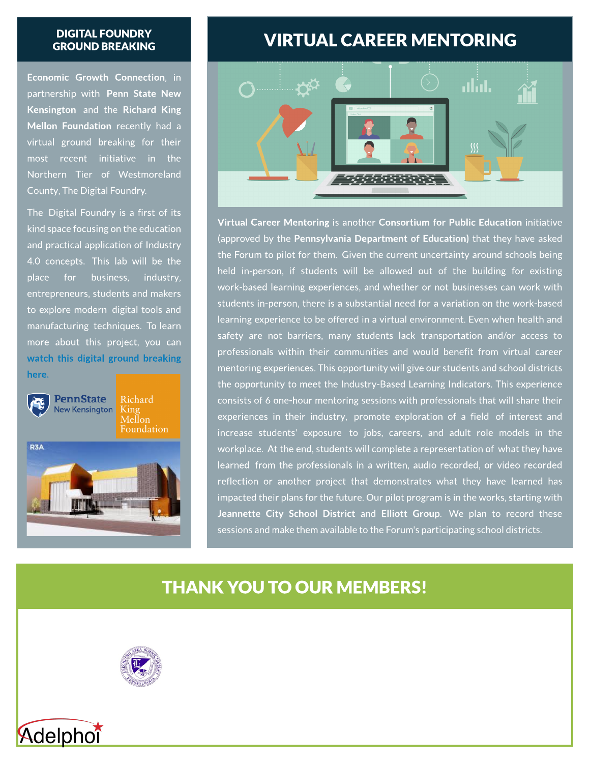## DIGITAL FOUNDRY GROUND BREAKING

**Economic Growth Connection**, in partnership with **Penn State New Kensington** and the **Richard King Mellon Foundation** recently had a virtual ground breaking for their most recent initiative in the Northern Tier of Westmoreland County, The Digital Foundry.

The Digital Foundry is a first of its kind space focusing on the education and practical application of Industry 4.0 concepts. This lab will be the place for business, industry, entrepreneurs, students and makers to explore modern digital tools and manufacturing techniques. To learn more about this project, you can **watch this digital ground breaking here.**

## VIRTUAL CAREER MENTORING

**Virtual Career Mentoring** is another **Consortium for Public Education** initiative (approved by the **Pennsylvania Department of Education)** that they have asked the Forum to pilot for them. Given the current uncertainty around schools being held in-person, if students will be allowed out of the building for existing work-based learning experiences, and whether or not businesses can work with students in-person, there is a substantial need for a variation on the work-based learning experience to be offered in a virtual environment. Even when health and safety are not barriers, many students lack transportation and/or access to professionals within their communities and would benefit from virtual career mentoring experiences. This opportunity will give our students and school districts the opportunity to meet the Industry-Based Learning Indicators. This experience consists of 6 one-hour mentoring sessions with professionals that will share their experiences in their industry, promote exploration of a field of interest and increase students' exposure to jobs, careers, and adult role models in the workplace. At the end, students will complete a representation of what they have learned from the professionals in a written, audio recorded, or video recorded reflection or another project that demonstrates what they have learned has impacted their plans for the future. Our pilot program is in the works, starting with **Jeannette City School District** and **Elliott Group**. We plan to record these sessions and make them available to the Forum's participating school districts.

## THANK YOU TO OUR MEMBERS!